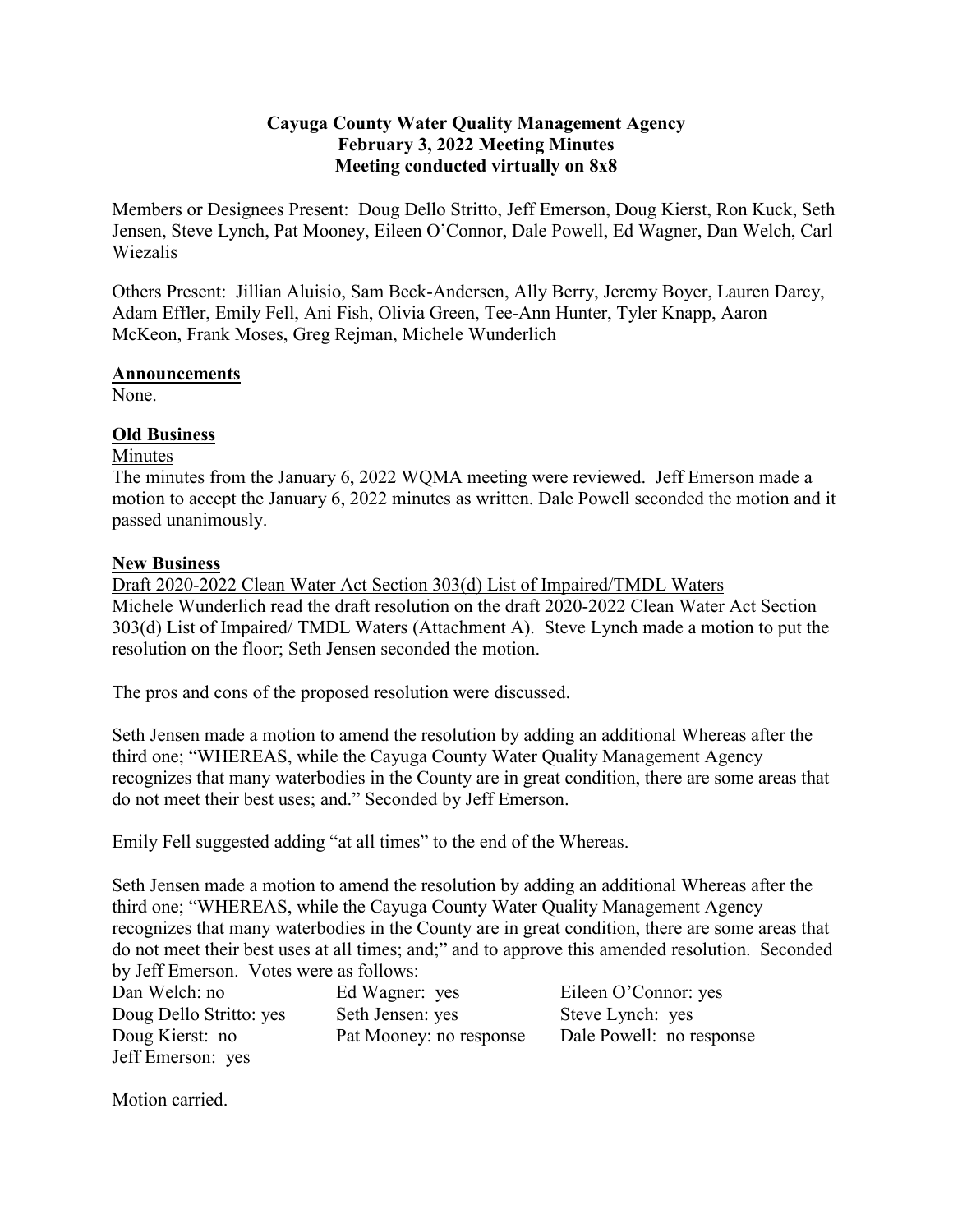**Cayuga County Water Quality Management Agency**
**February 3, 2022 Meeting Minutes**
**Meeting conducted virtually on 8x8**

Members or Designees Present: Doug Dello Stritto, Jeff Emerson, Doug Kierst, Ron Kuck, Seth Jensen, Steve Lynch, Pat Mooney, Eileen O'Connor, Dale Powell, Ed Wagner, Dan Welch, Carl Wiezalis

Others Present: Jillian Aluisio, Sam Beck-Andersen, Ally Berry, Jeremy Boyer, Lauren Darcy, Adam Effler, Emily Fell, Ani Fish, Olivia Green, Tee-Ann Hunter, Tyler Knapp, Aaron McKeon, Frank Moses, Greg Rejman, Michele Wunderlich

## Announcements

None.

## Old Business

Minutes

The minutes from the January 6, 2022 WQMA meeting were reviewed. Jeff Emerson made a motion to accept the January 6, 2022 minutes as written. Dale Powell seconded the motion and it passed unanimously.

## New Business

Draft 2020-2022 Clean Water Act Section 303(d) List of Impaired/TMDL Waters

Michele Wunderlich read the draft resolution on the draft 2020-2022 Clean Water Act Section 303(d) List of Impaired/ TMDL Waters (Attachment A). Steve Lynch made a motion to put the resolution on the floor; Seth Jensen seconded the motion.

The pros and cons of the proposed resolution were discussed.

Seth Jensen made a motion to amend the resolution by adding an additional Whereas after the third one; "WHEREAS, while the Cayuga County Water Quality Management Agency recognizes that many waterbodies in the County are in great condition, there are some areas that do not meet their best uses; and." Seconded by Jeff Emerson.

Emily Fell suggested adding "at all times" to the end of the Whereas.

Seth Jensen made a motion to amend the resolution by adding an additional Whereas after the third one; "WHEREAS, while the Cayuga County Water Quality Management Agency recognizes that many waterbodies in the County are in great condition, there are some areas that do not meet their best uses at all times; and;" and to approve this amended resolution. Seconded by Jeff Emerson. Votes were as follows:

| | | |
|---|---|---|
| Dan Welch: no | Ed Wagner: yes | Eileen O'Connor: yes |
| Doug Dello Stritto: yes | Seth Jensen: yes | Steve Lynch: yes |
| Doug Kierst: no | Pat Mooney: no response | Dale Powell: no response |
| Jeff Emerson: yes | | |

Motion carried.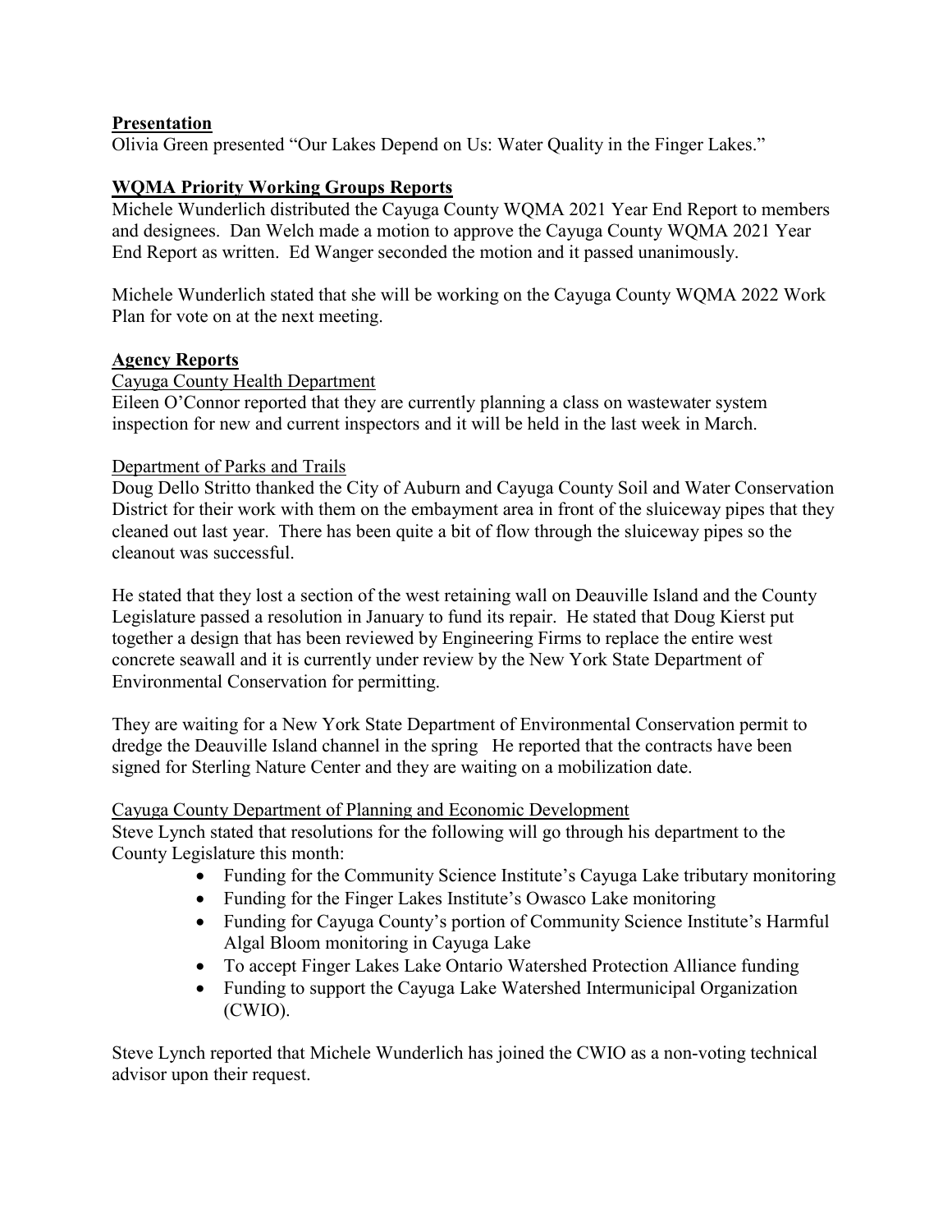## Presentation

Olivia Green presented "Our Lakes Depend on Us: Water Quality in the Finger Lakes."

## WQMA Priority Working Groups Reports

Michele Wunderlich distributed the Cayuga County WQMA 2021 Year End Report to members and designees. Dan Welch made a motion to approve the Cayuga County WQMA 2021 Year End Report as written. Ed Wanger seconded the motion and it passed unanimously.

Michele Wunderlich stated that she will be working on the Cayuga County WQMA 2022 Work Plan for vote on at the next meeting.

## Agency Reports

Cayuga County Health Department

Eileen O'Connor reported that they are currently planning a class on wastewater system inspection for new and current inspectors and it will be held in the last week in March.

Department of Parks and Trails

Doug Dello Stritto thanked the City of Auburn and Cayuga County Soil and Water Conservation District for their work with them on the embayment area in front of the sluiceway pipes that they cleaned out last year. There has been quite a bit of flow through the sluiceway pipes so the cleanout was successful.

He stated that they lost a section of the west retaining wall on Deauville Island and the County Legislature passed a resolution in January to fund its repair. He stated that Doug Kierst put together a design that has been reviewed by Engineering Firms to replace the entire west concrete seawall and it is currently under review by the New York State Department of Environmental Conservation for permitting.

They are waiting for a New York State Department of Environmental Conservation permit to dredge the Deauville Island channel in the spring He reported that the contracts have been signed for Sterling Nature Center and they are waiting on a mobilization date.

Cayuga County Department of Planning and Economic Development

Steve Lynch stated that resolutions for the following will go through his department to the County Legislature this month:

- Funding for the Community Science Institute's Cayuga Lake tributary monitoring
- Funding for the Finger Lakes Institute's Owasco Lake monitoring
- Funding for Cayuga County's portion of Community Science Institute's Harmful Algal Bloom monitoring in Cayuga Lake
- To accept Finger Lakes Lake Ontario Watershed Protection Alliance funding
- Funding to support the Cayuga Lake Watershed Intermunicipal Organization (CWIO).

Steve Lynch reported that Michele Wunderlich has joined the CWIO as a non-voting technical advisor upon their request.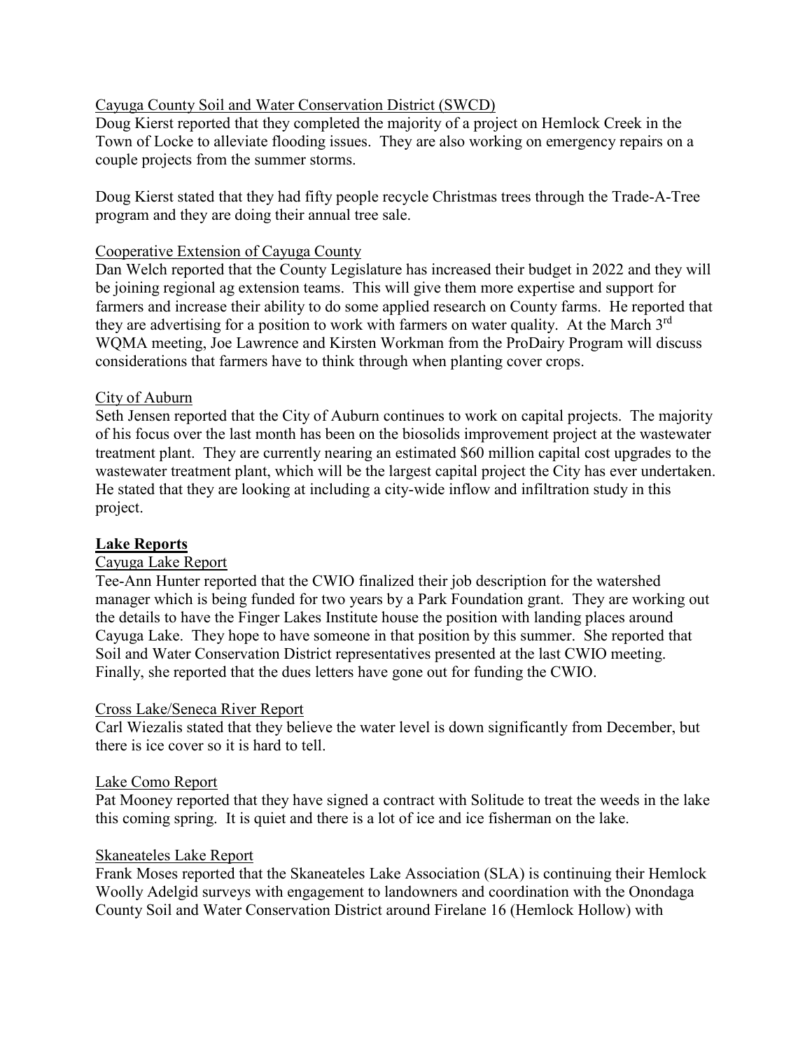Cayuga County Soil and Water Conservation District (SWCD)

Doug Kierst reported that they completed the majority of a project on Hemlock Creek in the Town of Locke to alleviate flooding issues. They are also working on emergency repairs on a couple projects from the summer storms.

Doug Kierst stated that they had fifty people recycle Christmas trees through the Trade-A-Tree program and they are doing their annual tree sale.

Cooperative Extension of Cayuga County

Dan Welch reported that the County Legislature has increased their budget in 2022 and they will be joining regional ag extension teams. This will give them more expertise and support for farmers and increase their ability to do some applied research on County farms. He reported that they are advertising for a position to work with farmers on water quality. At the March 3rd WQMA meeting, Joe Lawrence and Kirsten Workman from the ProDairy Program will discuss considerations that farmers have to think through when planting cover crops.

City of Auburn

Seth Jensen reported that the City of Auburn continues to work on capital projects. The majority of his focus over the last month has been on the biosolids improvement project at the wastewater treatment plant. They are currently nearing an estimated $60 million capital cost upgrades to the wastewater treatment plant, which will be the largest capital project the City has ever undertaken. He stated that they are looking at including a city-wide inflow and infiltration study in this project.

## Lake Reports

Cayuga Lake Report

Tee-Ann Hunter reported that the CWIO finalized their job description for the watershed manager which is being funded for two years by a Park Foundation grant. They are working out the details to have the Finger Lakes Institute house the position with landing places around Cayuga Lake. They hope to have someone in that position by this summer. She reported that Soil and Water Conservation District representatives presented at the last CWIO meeting. Finally, she reported that the dues letters have gone out for funding the CWIO.

Cross Lake/Seneca River Report

Carl Wiezalis stated that they believe the water level is down significantly from December, but there is ice cover so it is hard to tell.

Lake Como Report

Pat Mooney reported that they have signed a contract with Solitude to treat the weeds in the lake this coming spring. It is quiet and there is a lot of ice and ice fisherman on the lake.

Skaneateles Lake Report

Frank Moses reported that the Skaneateles Lake Association (SLA) is continuing their Hemlock Woolly Adelgid surveys with engagement to landowners and coordination with the Onondaga County Soil and Water Conservation District around Firelane 16 (Hemlock Hollow) with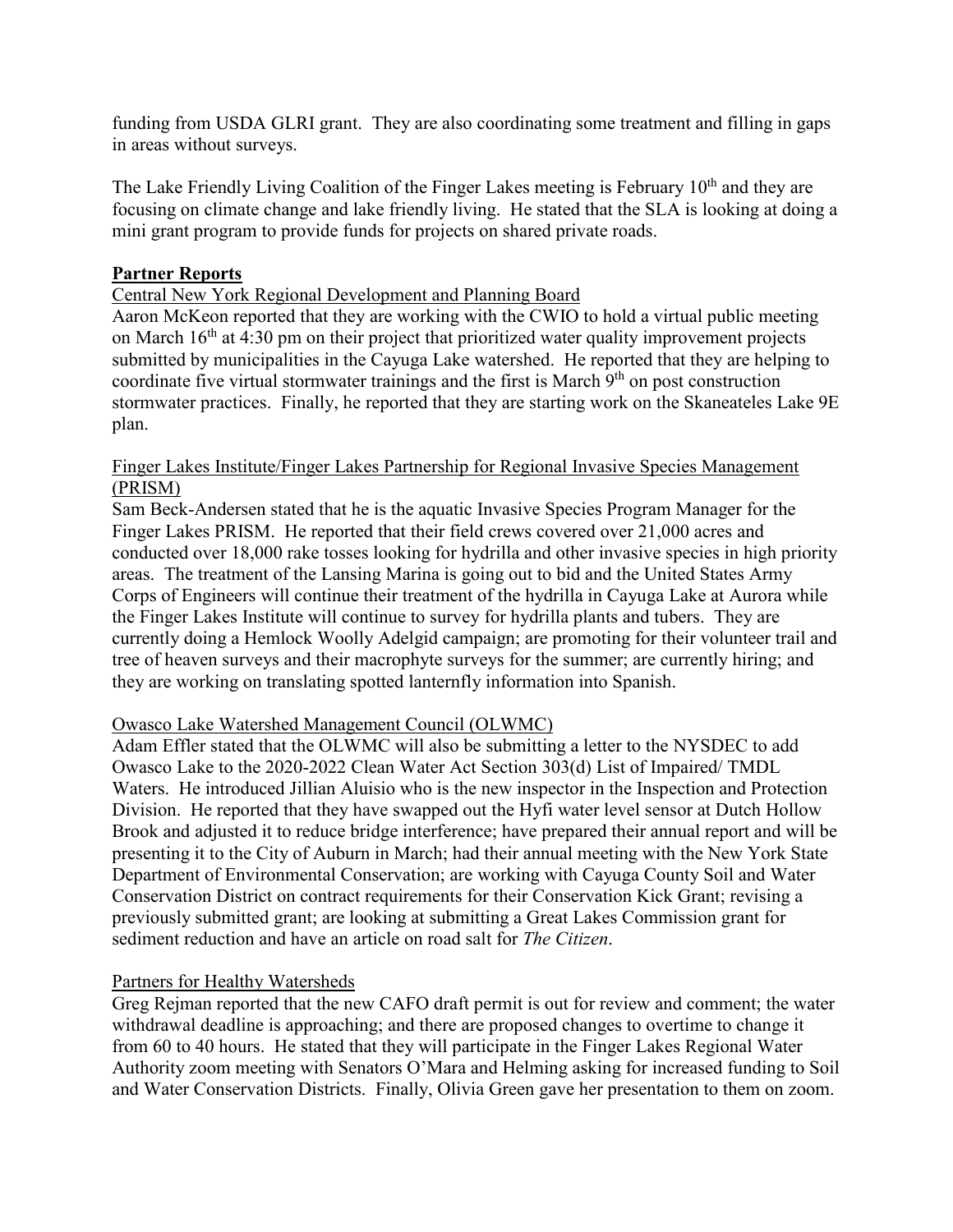funding from USDA GLRI grant. They are also coordinating some treatment and filling in gaps in areas without surveys.

The Lake Friendly Living Coalition of the Finger Lakes meeting is February 10th and they are focusing on climate change and lake friendly living. He stated that the SLA is looking at doing a mini grant program to provide funds for projects on shared private roads.

**Partner Reports**

Central New York Regional Development and Planning Board

Aaron McKeon reported that they are working with the CWIO to hold a virtual public meeting on March 16th at 4:30 pm on their project that prioritized water quality improvement projects submitted by municipalities in the Cayuga Lake watershed. He reported that they are helping to coordinate five virtual stormwater trainings and the first is March 9th on post construction stormwater practices. Finally, he reported that they are starting work on the Skaneateles Lake 9E plan.

Finger Lakes Institute/Finger Lakes Partnership for Regional Invasive Species Management (PRISM)

Sam Beck-Andersen stated that he is the aquatic Invasive Species Program Manager for the Finger Lakes PRISM. He reported that their field crews covered over 21,000 acres and conducted over 18,000 rake tosses looking for hydrilla and other invasive species in high priority areas. The treatment of the Lansing Marina is going out to bid and the United States Army Corps of Engineers will continue their treatment of the hydrilla in Cayuga Lake at Aurora while the Finger Lakes Institute will continue to survey for hydrilla plants and tubers. They are currently doing a Hemlock Woolly Adelgid campaign; are promoting for their volunteer trail and tree of heaven surveys and their macrophyte surveys for the summer; are currently hiring; and they are working on translating spotted lanternfly information into Spanish.

Owasco Lake Watershed Management Council (OLWMC)

Adam Effler stated that the OLWMC will also be submitting a letter to the NYSDEC to add Owasco Lake to the 2020-2022 Clean Water Act Section 303(d) List of Impaired/ TMDL Waters. He introduced Jillian Aluisio who is the new inspector in the Inspection and Protection Division. He reported that they have swapped out the Hyfi water level sensor at Dutch Hollow Brook and adjusted it to reduce bridge interference; have prepared their annual report and will be presenting it to the City of Auburn in March; had their annual meeting with the New York State Department of Environmental Conservation; are working with Cayuga County Soil and Water Conservation District on contract requirements for their Conservation Kick Grant; revising a previously submitted grant; are looking at submitting a Great Lakes Commission grant for sediment reduction and have an article on road salt for *The Citizen*.

Partners for Healthy Watersheds

Greg Rejman reported that the new CAFO draft permit is out for review and comment; the water withdrawal deadline is approaching; and there are proposed changes to overtime to change it from 60 to 40 hours. He stated that they will participate in the Finger Lakes Regional Water Authority zoom meeting with Senators O'Mara and Helming asking for increased funding to Soil and Water Conservation Districts. Finally, Olivia Green gave her presentation to them on zoom.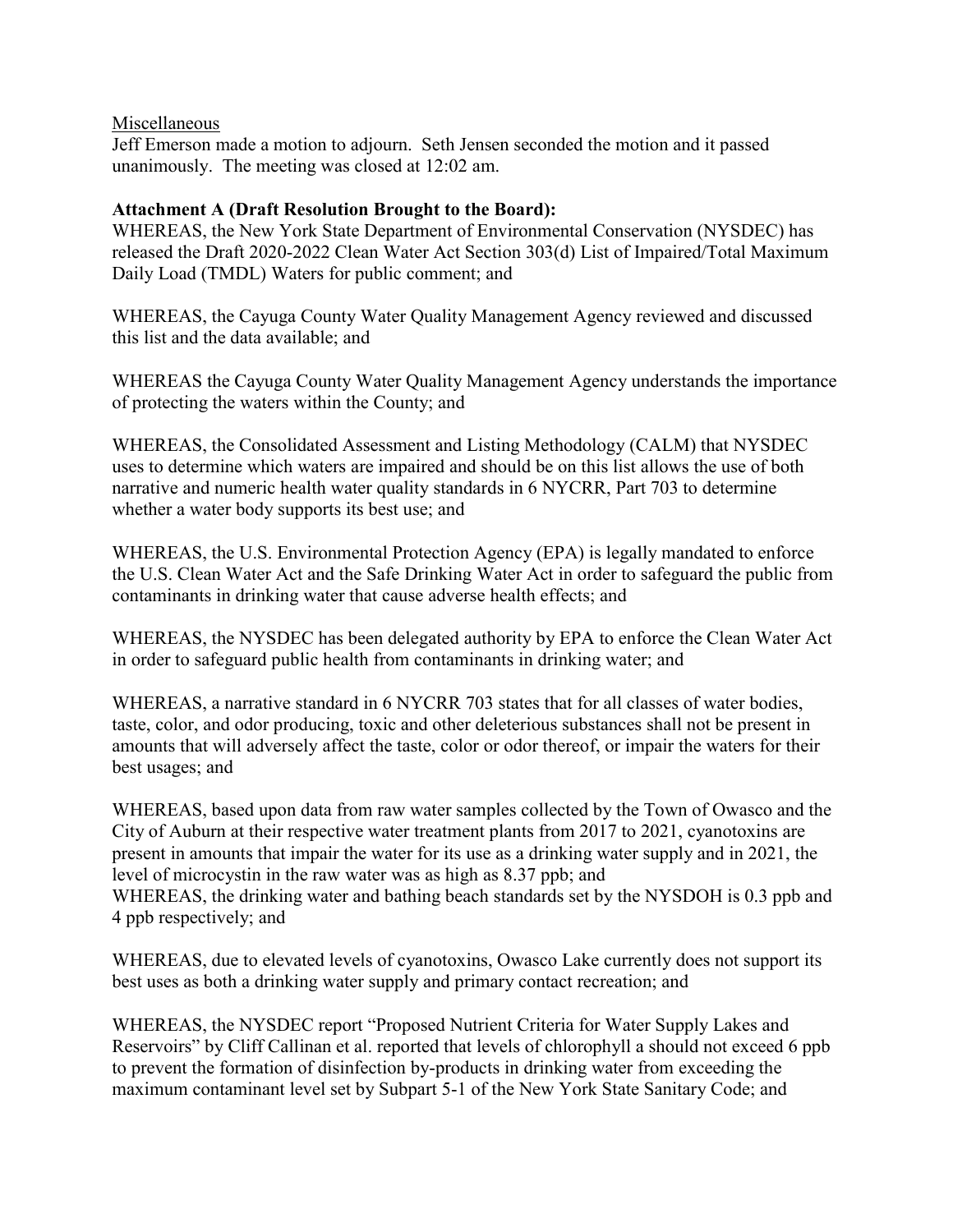Miscellaneous

Jeff Emerson made a motion to adjourn. Seth Jensen seconded the motion and it passed unanimously. The meeting was closed at 12:02 am.

**Attachment A (Draft Resolution Brought to the Board):**

WHEREAS, the New York State Department of Environmental Conservation (NYSDEC) has released the Draft 2020-2022 Clean Water Act Section 303(d) List of Impaired/Total Maximum Daily Load (TMDL) Waters for public comment; and

WHEREAS, the Cayuga County Water Quality Management Agency reviewed and discussed this list and the data available; and

WHEREAS the Cayuga County Water Quality Management Agency understands the importance of protecting the waters within the County; and

WHEREAS, the Consolidated Assessment and Listing Methodology (CALM) that NYSDEC uses to determine which waters are impaired and should be on this list allows the use of both narrative and numeric health water quality standards in 6 NYCRR, Part 703 to determine whether a water body supports its best use; and

WHEREAS, the U.S. Environmental Protection Agency (EPA) is legally mandated to enforce the U.S. Clean Water Act and the Safe Drinking Water Act in order to safeguard the public from contaminants in drinking water that cause adverse health effects; and

WHEREAS, the NYSDEC has been delegated authority by EPA to enforce the Clean Water Act in order to safeguard public health from contaminants in drinking water; and

WHEREAS, a narrative standard in 6 NYCRR 703 states that for all classes of water bodies, taste, color, and odor producing, toxic and other deleterious substances shall not be present in amounts that will adversely affect the taste, color or odor thereof, or impair the waters for their best usages; and

WHEREAS, based upon data from raw water samples collected by the Town of Owasco and the City of Auburn at their respective water treatment plants from 2017 to 2021, cyanotoxins are present in amounts that impair the water for its use as a drinking water supply and in 2021, the level of microcystin in the raw water was as high as 8.37 ppb; and

WHEREAS, the drinking water and bathing beach standards set by the NYSDOH is 0.3 ppb and 4 ppb respectively; and

WHEREAS, due to elevated levels of cyanotoxins, Owasco Lake currently does not support its best uses as both a drinking water supply and primary contact recreation; and

WHEREAS, the NYSDEC report "Proposed Nutrient Criteria for Water Supply Lakes and Reservoirs" by Cliff Callinan et al. reported that levels of chlorophyll a should not exceed 6 ppb to prevent the formation of disinfection by-products in drinking water from exceeding the maximum contaminant level set by Subpart 5-1 of the New York State Sanitary Code; and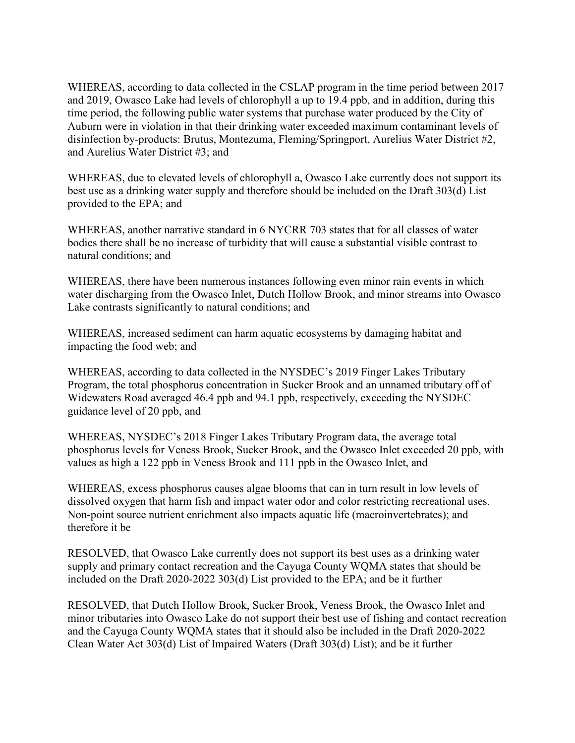WHEREAS, according to data collected in the CSLAP program in the time period between 2017 and 2019, Owasco Lake had levels of chlorophyll a up to 19.4 ppb, and in addition, during this time period, the following public water systems that purchase water produced by the City of Auburn were in violation in that their drinking water exceeded maximum contaminant levels of disinfection by-products: Brutus, Montezuma, Fleming/Springport, Aurelius Water District #2, and Aurelius Water District #3; and

WHEREAS, due to elevated levels of chlorophyll a, Owasco Lake currently does not support its best use as a drinking water supply and therefore should be included on the Draft 303(d) List provided to the EPA; and

WHEREAS, another narrative standard in 6 NYCRR 703 states that for all classes of water bodies there shall be no increase of turbidity that will cause a substantial visible contrast to natural conditions; and

WHEREAS, there have been numerous instances following even minor rain events in which water discharging from the Owasco Inlet, Dutch Hollow Brook, and minor streams into Owasco Lake contrasts significantly to natural conditions; and

WHEREAS, increased sediment can harm aquatic ecosystems by damaging habitat and impacting the food web; and

WHEREAS, according to data collected in the NYSDEC's 2019 Finger Lakes Tributary Program, the total phosphorus concentration in Sucker Brook and an unnamed tributary off of Widewaters Road averaged 46.4 ppb and 94.1 ppb, respectively, exceeding the NYSDEC guidance level of 20 ppb, and

WHEREAS, NYSDEC's 2018 Finger Lakes Tributary Program data, the average total phosphorus levels for Veness Brook, Sucker Brook, and the Owasco Inlet exceeded 20 ppb, with values as high a 122 ppb in Veness Brook and 111 ppb in the Owasco Inlet, and

WHEREAS, excess phosphorus causes algae blooms that can in turn result in low levels of dissolved oxygen that harm fish and impact water odor and color restricting recreational uses. Non-point source nutrient enrichment also impacts aquatic life (macroinvertebrates); and therefore it be

RESOLVED, that Owasco Lake currently does not support its best uses as a drinking water supply and primary contact recreation and the Cayuga County WQMA states that should be included on the Draft 2020-2022 303(d) List provided to the EPA; and be it further

RESOLVED, that Dutch Hollow Brook, Sucker Brook, Veness Brook, the Owasco Inlet and minor tributaries into Owasco Lake do not support their best use of fishing and contact recreation and the Cayuga County WQMA states that it should also be included in the Draft 2020-2022 Clean Water Act 303(d) List of Impaired Waters (Draft 303(d) List); and be it further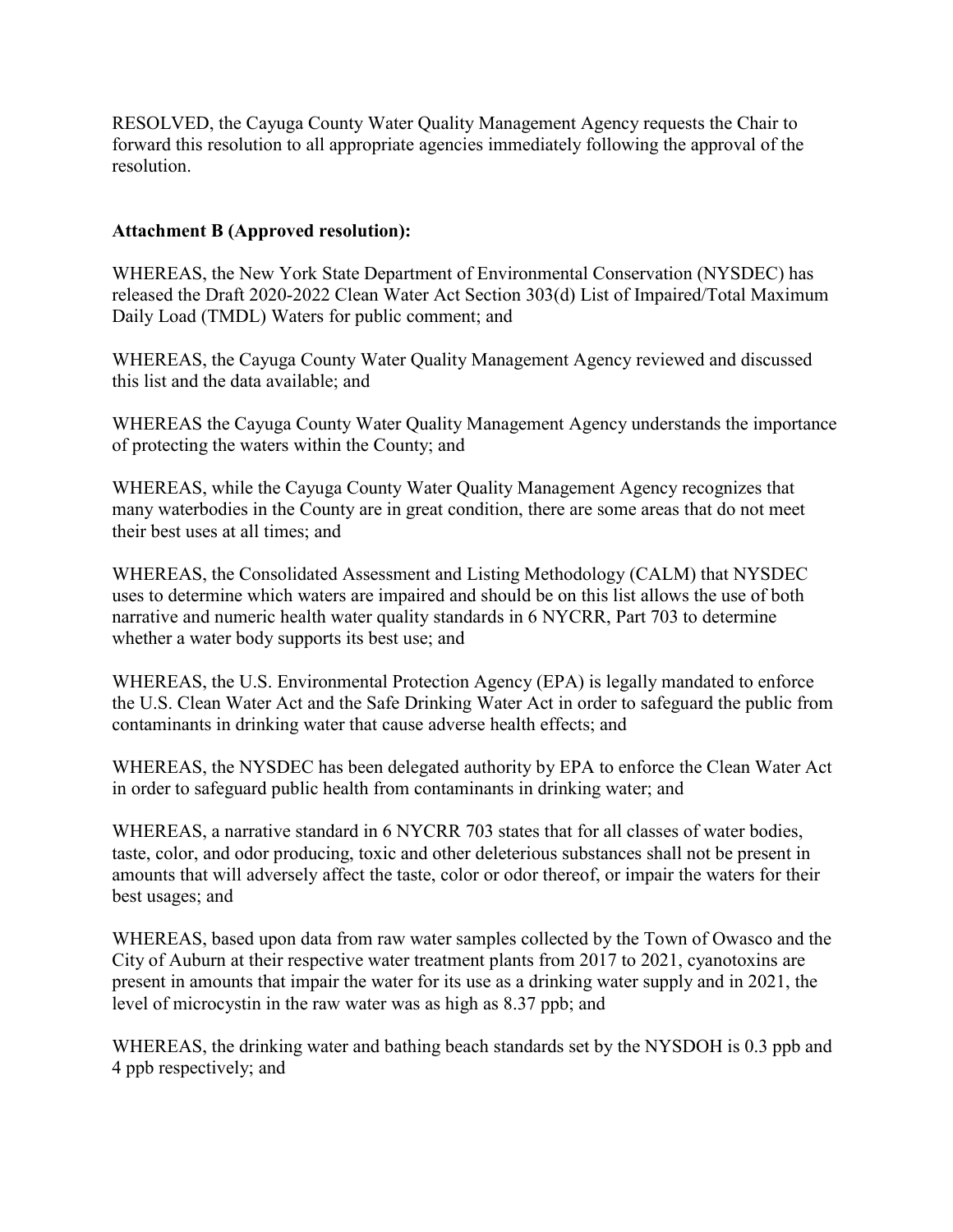RESOLVED, the Cayuga County Water Quality Management Agency requests the Chair to forward this resolution to all appropriate agencies immediately following the approval of the resolution.

**Attachment B (Approved resolution):**

WHEREAS, the New York State Department of Environmental Conservation (NYSDEC) has released the Draft 2020-2022 Clean Water Act Section 303(d) List of Impaired/Total Maximum Daily Load (TMDL) Waters for public comment; and

WHEREAS, the Cayuga County Water Quality Management Agency reviewed and discussed this list and the data available; and

WHEREAS the Cayuga County Water Quality Management Agency understands the importance of protecting the waters within the County; and

WHEREAS, while the Cayuga County Water Quality Management Agency recognizes that many waterbodies in the County are in great condition, there are some areas that do not meet their best uses at all times; and

WHEREAS, the Consolidated Assessment and Listing Methodology (CALM) that NYSDEC uses to determine which waters are impaired and should be on this list allows the use of both narrative and numeric health water quality standards in 6 NYCRR, Part 703 to determine whether a water body supports its best use; and

WHEREAS, the U.S. Environmental Protection Agency (EPA) is legally mandated to enforce the U.S. Clean Water Act and the Safe Drinking Water Act in order to safeguard the public from contaminants in drinking water that cause adverse health effects; and

WHEREAS, the NYSDEC has been delegated authority by EPA to enforce the Clean Water Act in order to safeguard public health from contaminants in drinking water; and

WHEREAS, a narrative standard in 6 NYCRR 703 states that for all classes of water bodies, taste, color, and odor producing, toxic and other deleterious substances shall not be present in amounts that will adversely affect the taste, color or odor thereof, or impair the waters for their best usages; and

WHEREAS, based upon data from raw water samples collected by the Town of Owasco and the City of Auburn at their respective water treatment plants from 2017 to 2021, cyanotoxins are present in amounts that impair the water for its use as a drinking water supply and in 2021, the level of microcystin in the raw water was as high as 8.37 ppb; and

WHEREAS, the drinking water and bathing beach standards set by the NYSDOH is 0.3 ppb and 4 ppb respectively; and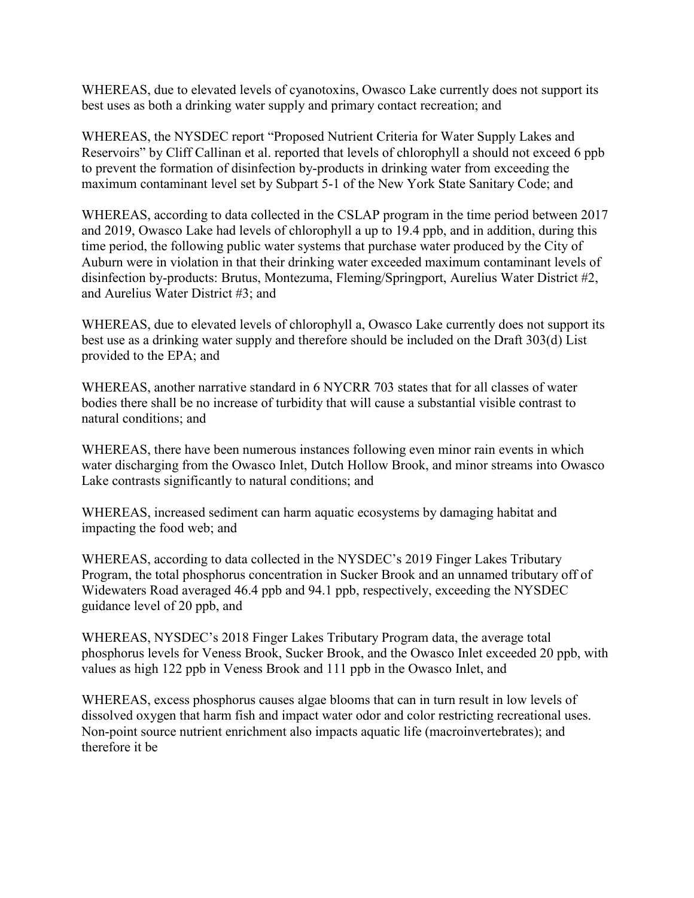WHEREAS, due to elevated levels of cyanotoxins, Owasco Lake currently does not support its best uses as both a drinking water supply and primary contact recreation; and

WHEREAS, the NYSDEC report "Proposed Nutrient Criteria for Water Supply Lakes and Reservoirs" by Cliff Callinan et al. reported that levels of chlorophyll a should not exceed 6 ppb to prevent the formation of disinfection by-products in drinking water from exceeding the maximum contaminant level set by Subpart 5-1 of the New York State Sanitary Code; and

WHEREAS, according to data collected in the CSLAP program in the time period between 2017 and 2019, Owasco Lake had levels of chlorophyll a up to 19.4 ppb, and in addition, during this time period, the following public water systems that purchase water produced by the City of Auburn were in violation in that their drinking water exceeded maximum contaminant levels of disinfection by-products: Brutus, Montezuma, Fleming/Springport, Aurelius Water District #2, and Aurelius Water District #3; and

WHEREAS, due to elevated levels of chlorophyll a, Owasco Lake currently does not support its best use as a drinking water supply and therefore should be included on the Draft 303(d) List provided to the EPA; and

WHEREAS, another narrative standard in 6 NYCRR 703 states that for all classes of water bodies there shall be no increase of turbidity that will cause a substantial visible contrast to natural conditions; and

WHEREAS, there have been numerous instances following even minor rain events in which water discharging from the Owasco Inlet, Dutch Hollow Brook, and minor streams into Owasco Lake contrasts significantly to natural conditions; and

WHEREAS, increased sediment can harm aquatic ecosystems by damaging habitat and impacting the food web; and

WHEREAS, according to data collected in the NYSDEC's 2019 Finger Lakes Tributary Program, the total phosphorus concentration in Sucker Brook and an unnamed tributary off of Widewaters Road averaged 46.4 ppb and 94.1 ppb, respectively, exceeding the NYSDEC guidance level of 20 ppb, and

WHEREAS, NYSDEC's 2018 Finger Lakes Tributary Program data, the average total phosphorus levels for Veness Brook, Sucker Brook, and the Owasco Inlet exceeded 20 ppb, with values as high 122 ppb in Veness Brook and 111 ppb in the Owasco Inlet, and

WHEREAS, excess phosphorus causes algae blooms that can in turn result in low levels of dissolved oxygen that harm fish and impact water odor and color restricting recreational uses. Non-point source nutrient enrichment also impacts aquatic life (macroinvertebrates); and therefore it be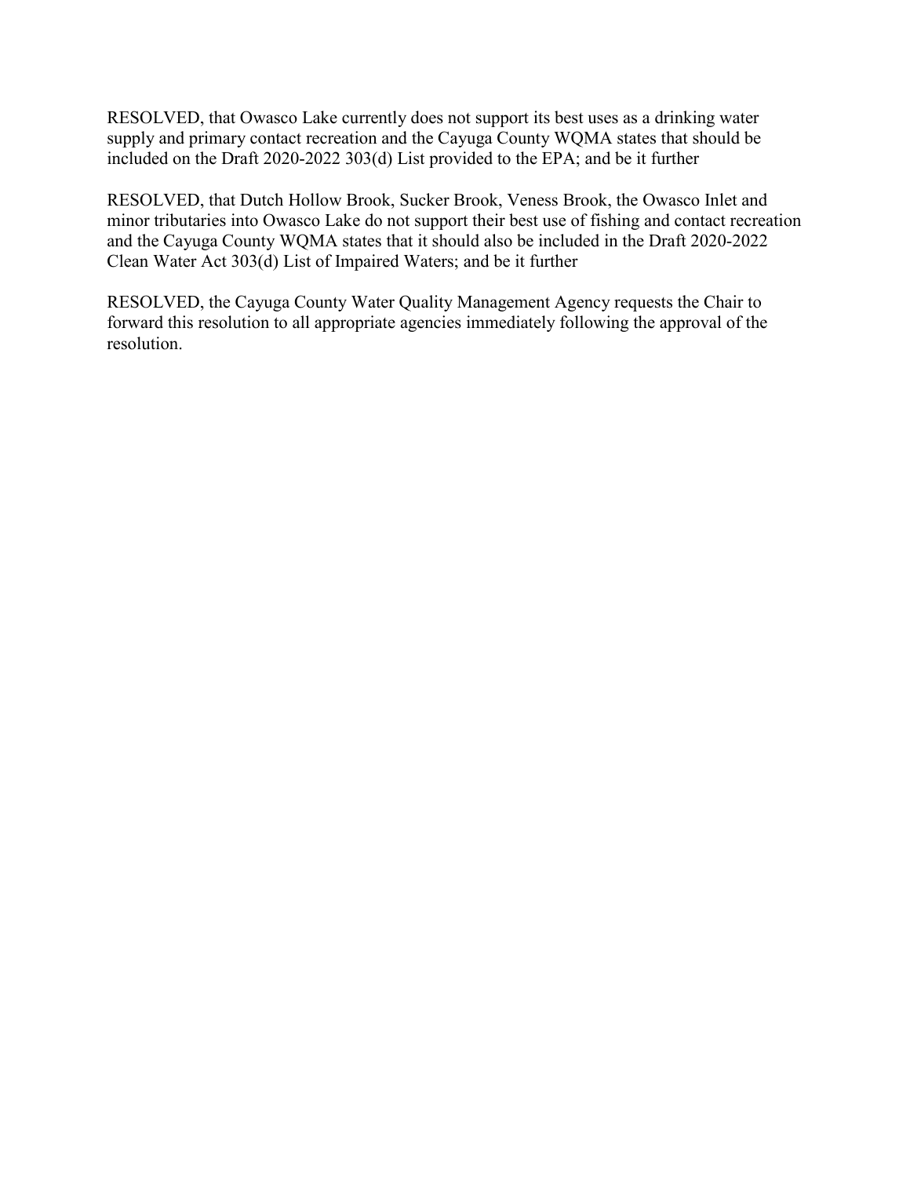RESOLVED, that Owasco Lake currently does not support its best uses as a drinking water supply and primary contact recreation and the Cayuga County WQMA states that should be included on the Draft 2020-2022 303(d) List provided to the EPA; and be it further

RESOLVED, that Dutch Hollow Brook, Sucker Brook, Veness Brook, the Owasco Inlet and minor tributaries into Owasco Lake do not support their best use of fishing and contact recreation and the Cayuga County WQMA states that it should also be included in the Draft 2020-2022 Clean Water Act 303(d) List of Impaired Waters; and be it further

RESOLVED, the Cayuga County Water Quality Management Agency requests the Chair to forward this resolution to all appropriate agencies immediately following the approval of the resolution.